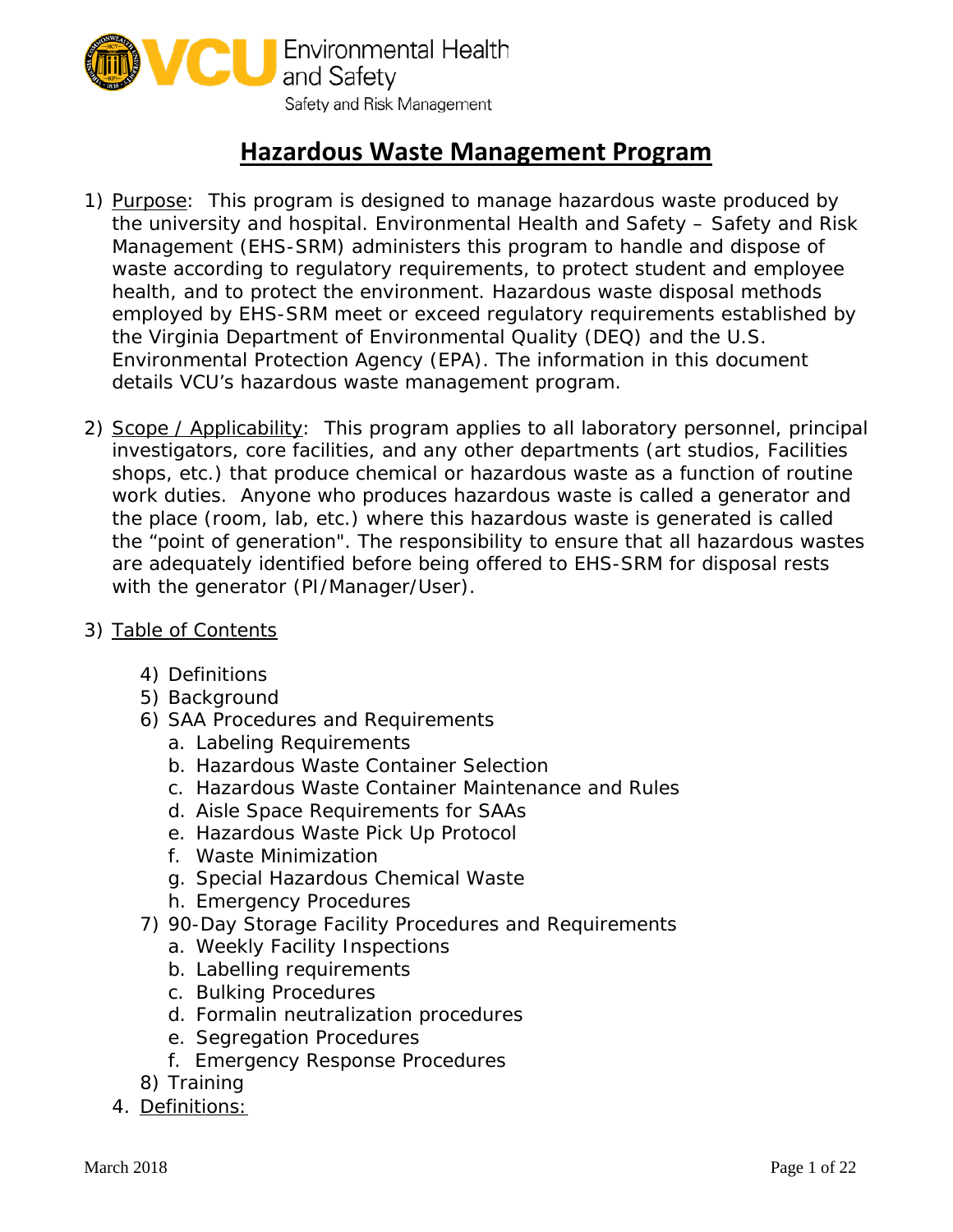VCU Environmental Health and Safety
Safety and Risk Management

# Hazardous Waste Management Program

1) Purpose: This program is designed to manage hazardous waste produced by the university and hospital. Environmental Health and Safety – Safety and Risk Management (EHS-SRM) administers this program to handle and dispose of waste according to regulatory requirements, to protect student and employee health, and to protect the environment. Hazardous waste disposal methods employed by EHS-SRM meet or exceed regulatory requirements established by the Virginia Department of Environmental Quality (DEQ) and the U.S. Environmental Protection Agency (EPA). The information in this document details VCU's hazardous waste management program.

2) Scope / Applicability: This program applies to all laboratory personnel, principal investigators, core facilities, and any other departments (art studios, Facilities shops, etc.) that produce chemical or hazardous waste as a function of routine work duties. Anyone who produces hazardous waste is called a generator and the place (room, lab, etc.) where this hazardous waste is generated is called the "point of generation". The responsibility to ensure that all hazardous wastes are adequately identified before being offered to EHS-SRM for disposal rests with the generator (PI/Manager/User).

3) Table of Contents
   4) Definitions
   5) Background
   6) SAA Procedures and Requirements
      a. Labeling Requirements
      b. Hazardous Waste Container Selection
      c. Hazardous Waste Container Maintenance and Rules
      d. Aisle Space Requirements for SAAs
      e. Hazardous Waste Pick Up Protocol
      f. Waste Minimization
      g. Special Hazardous Chemical Waste
      h. Emergency Procedures
   7) 90-Day Storage Facility Procedures and Requirements
      a. Weekly Facility Inspections
      b. Labelling requirements
      c. Bulking Procedures
      d. Formalin neutralization procedures
      e. Segregation Procedures
      f. Emergency Response Procedures
   8) Training

4. Definitions: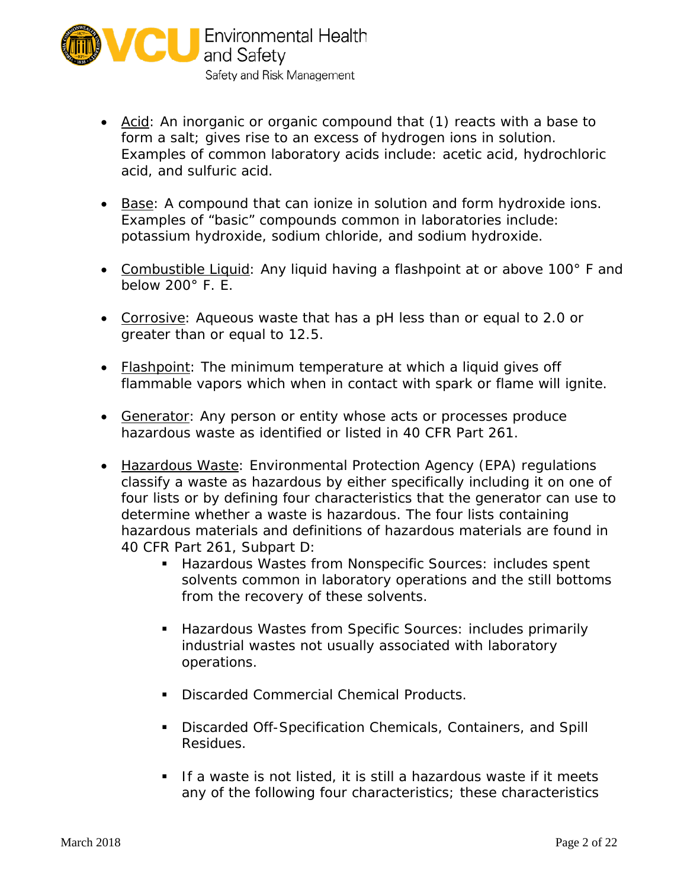- Acid: An inorganic or organic compound that (1) reacts with a base to form a salt; gives rise to an excess of hydrogen ions in solution. Examples of common laboratory acids include: acetic acid, hydrochloric acid, and sulfuric acid.

- Base: A compound that can ionize in solution and form hydroxide ions. Examples of "basic" compounds common in laboratories include: potassium hydroxide, sodium chloride, and sodium hydroxide.

- Combustible Liquid: Any liquid having a flashpoint at or above 100° F and below 200° F. E.

- Corrosive: Aqueous waste that has a pH less than or equal to 2.0 or greater than or equal to 12.5.

- Flashpoint: The minimum temperature at which a liquid gives off flammable vapors which when in contact with spark or flame will ignite.

- Generator: Any person or entity whose acts or processes produce hazardous waste as identified or listed in 40 CFR Part 261.

- Hazardous Waste: Environmental Protection Agency (EPA) regulations classify a waste as hazardous by either specifically including it on one of four lists or by defining four characteristics that the generator can use to determine whether a waste is hazardous. The four lists containing hazardous materials and definitions of hazardous materials are found in 40 CFR Part 261, Subpart D:
  - Hazardous Wastes from Nonspecific Sources: includes spent solvents common in laboratory operations and the still bottoms from the recovery of these solvents.

  - Hazardous Wastes from Specific Sources: includes primarily industrial wastes not usually associated with laboratory operations.

  - Discarded Commercial Chemical Products.

  - Discarded Off-Specification Chemicals, Containers, and Spill Residues.

  - If a waste is not listed, it is still a hazardous waste if it meets any of the following four characteristics; these characteristics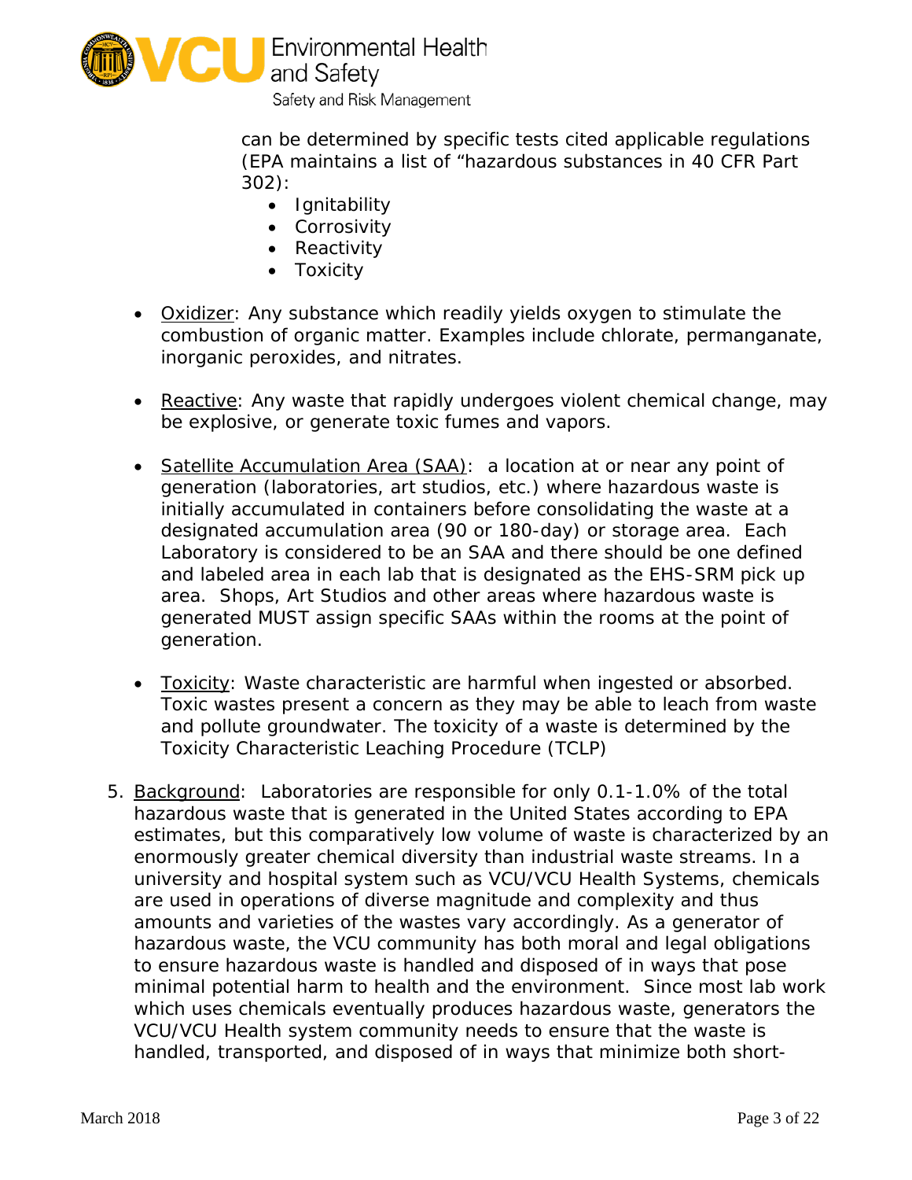can be determined by specific tests cited applicable regulations (EPA maintains a list of "hazardous substances in 40 CFR Part 302):

- Ignitability
- Corrosivity
- Reactivity
- Toxicity

- Oxidizer: Any substance which readily yields oxygen to stimulate the combustion of organic matter. Examples include chlorate, permanganate, inorganic peroxides, and nitrates.

- Reactive: Any waste that rapidly undergoes violent chemical change, may be explosive, or generate toxic fumes and vapors.

- Satellite Accumulation Area (SAA): a location at or near any point of generation (laboratories, art studios, etc.) where hazardous waste is initially accumulated in containers before consolidating the waste at a designated accumulation area (90 or 180-day) or storage area. Each Laboratory is considered to be an SAA and there should be one defined and labeled area in each lab that is designated as the EHS-SRM pick up area. Shops, Art Studios and other areas where hazardous waste is generated MUST assign specific SAAs within the rooms at the point of generation.

- Toxicity: Waste characteristic are harmful when ingested or absorbed. Toxic wastes present a concern as they may be able to leach from waste and pollute groundwater. The toxicity of a waste is determined by the Toxicity Characteristic Leaching Procedure (TCLP)

5. Background: Laboratories are responsible for only 0.1-1.0% of the total hazardous waste that is generated in the United States according to EPA estimates, but this comparatively low volume of waste is characterized by an enormously greater chemical diversity than industrial waste streams. In a university and hospital system such as VCU/VCU Health Systems, chemicals are used in operations of diverse magnitude and complexity and thus amounts and varieties of the wastes vary accordingly. As a generator of hazardous waste, the VCU community has both moral and legal obligations to ensure hazardous waste is handled and disposed of in ways that pose minimal potential harm to health and the environment. Since most lab work which uses chemicals eventually produces hazardous waste, generators the VCU/VCU Health system community needs to ensure that the waste is handled, transported, and disposed of in ways that minimize both short-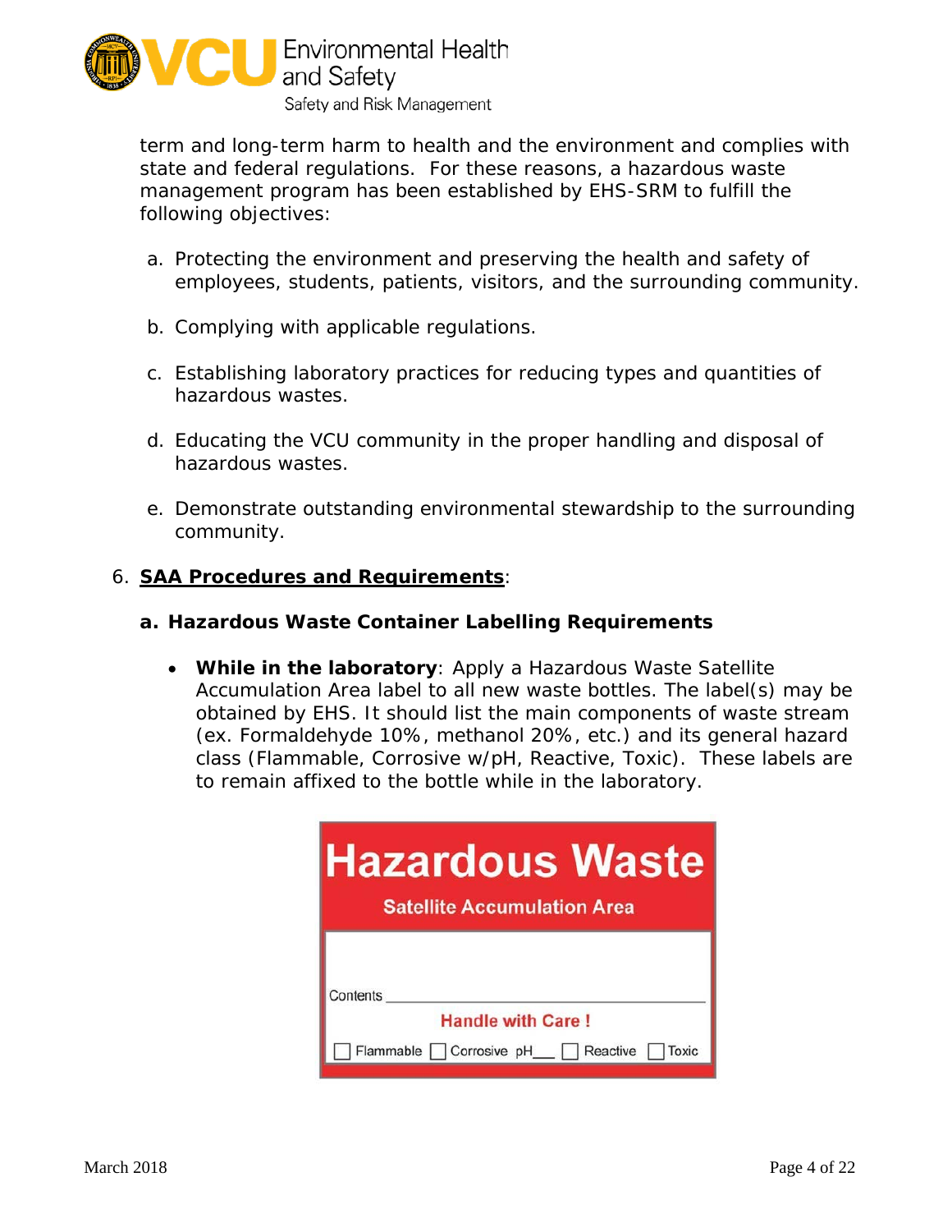term and long-term harm to health and the environment and complies with state and federal regulations. For these reasons, a hazardous waste management program has been established by EHS-SRM to fulfill the following objectives:

a. Protecting the environment and preserving the health and safety of employees, students, patients, visitors, and the surrounding community.

b. Complying with applicable regulations.

c. Establishing laboratory practices for reducing types and quantities of hazardous wastes.

d. Educating the VCU community in the proper handling and disposal of hazardous wastes.

e. Demonstrate outstanding environmental stewardship to the surrounding community.

6. **SAA Procedures and Requirements**:

**a. Hazardous Waste Container Labelling Requirements**

- **While in the laboratory**: Apply a Hazardous Waste Satellite Accumulation Area label to all new waste bottles. The label(s) may be obtained by EHS. It should list the main components of waste stream (ex. Formaldehyde 10%, methanol 20%, etc.) and its general hazard class (Flammable, Corrosive w/pH, Reactive, Toxic). These labels are to remain affixed to the bottle while in the laboratory.

**Hazardous Waste**

Satellite Accumulation Area

Contents ______________________________

Handle with Care !

☐ Flammable ☐ Corrosive pH___ ☐ Reactive ☐ Toxic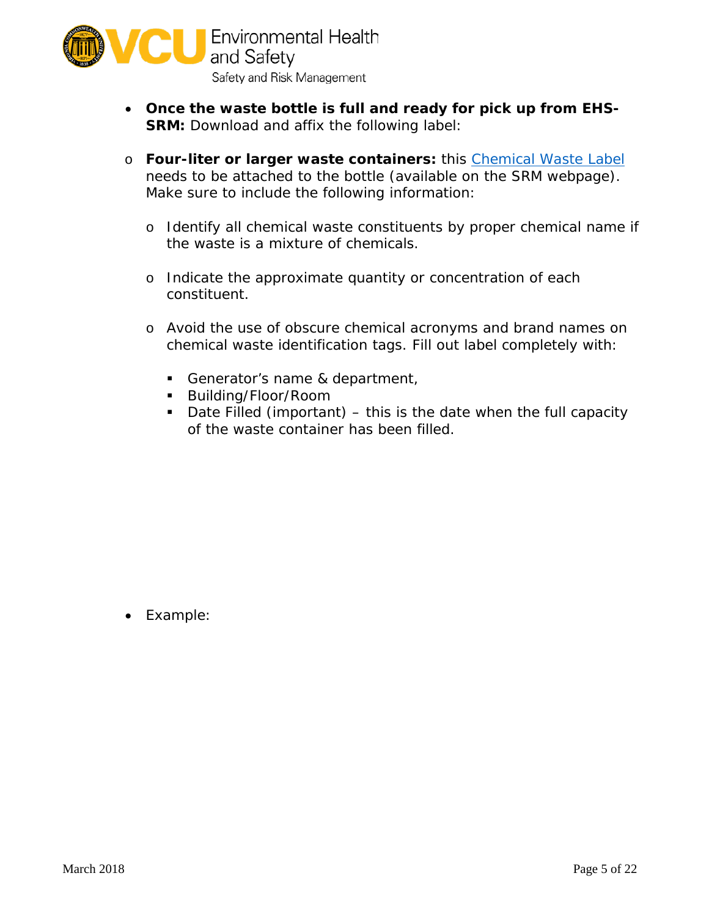- **Once the waste bottle is full and ready for pick up from EHS-SRM:** Download and affix the following label:

  - **Four-liter or larger waste containers:** this [Chemical Waste Label] needs to be attached to the bottle (available on the SRM webpage). Make sure to include the following information:

    - Identify all chemical waste constituents by proper chemical name if the waste is a mixture of chemicals.
    - Indicate the approximate quantity or concentration of each constituent.
    - Avoid the use of obscure chemical acronyms and brand names on chemical waste identification tags. Fill out label completely with:
      - Generator's name & department,
      - Building/Floor/Room
      - Date Filled (important) – this is the date when the full capacity of the waste container has been filled.

- Example: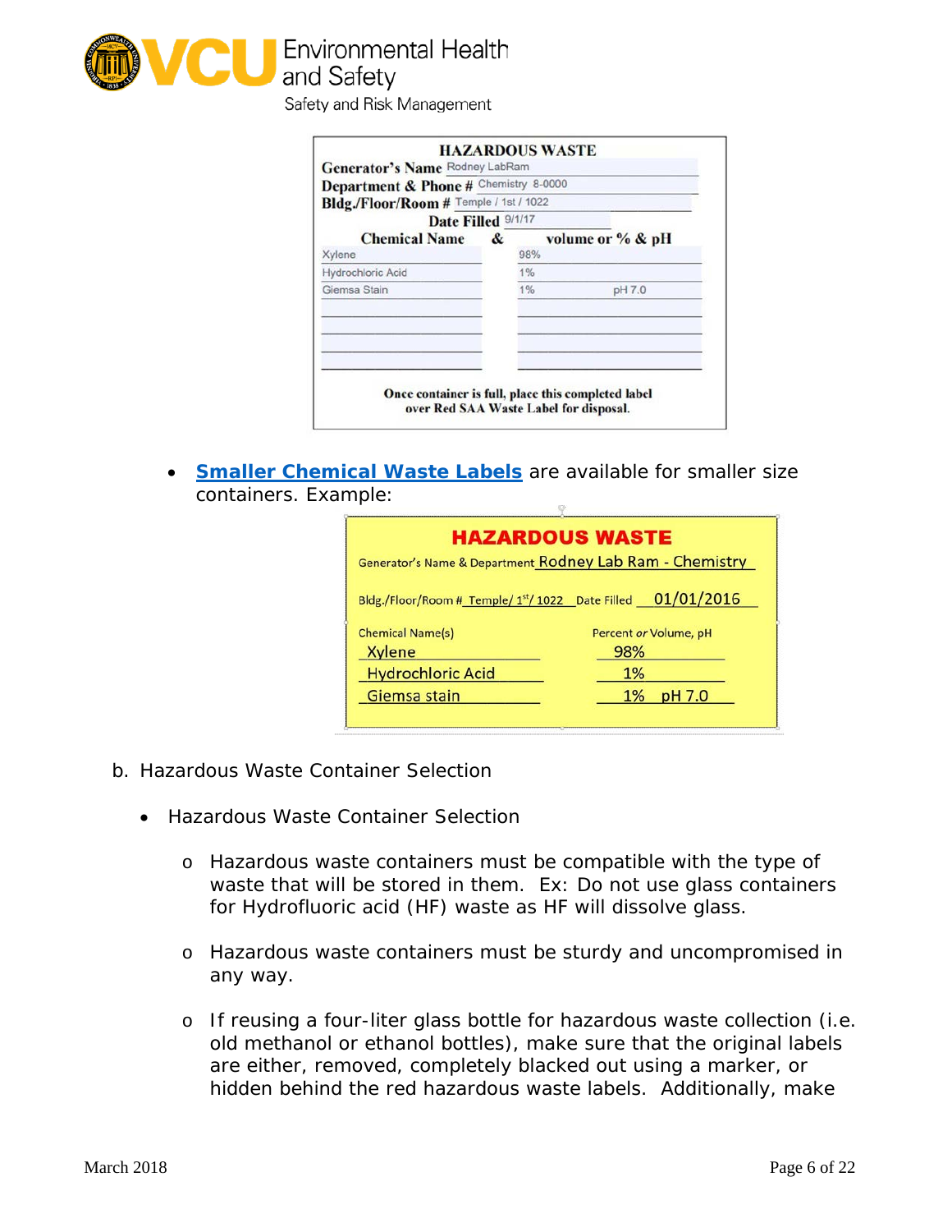**HAZARDOUS WASTE**

Generator's Name Rodney LabRam

Department & Phone # Chemistry 8-0000

Bldg./Floor/Room # Temple / 1st / 1022

Date Filled 9/1/17

| Chemical Name & | volume or % & pH |
|---|---|
| Xylene | 98% |
| Hydrochloric Acid | 1% |
| Giemsa Stain | 1% pH 7.0 |

**Once container is full, place this completed label over Red SAA Waste Label for disposal.**

- **Smaller Chemical Waste Labels** are available for smaller size containers. Example:

**HAZARDOUS WASTE**

Generator's Name & Department Rodney Lab Ram - Chemistry

Bldg./Floor/Room # Temple/ 1st/ 1022 Date Filled 01/01/2016

| Chemical Name(s) | Percent *or* Volume, pH |
|---|---|
| Xylene | 98% |
| Hydrochloric Acid | 1% |
| Giemsa stain | 1% pH 7.0 |

b. Hazardous Waste Container Selection

- Hazardous Waste Container Selection
  - Hazardous waste containers must be compatible with the type of waste that will be stored in them. Ex: Do not use glass containers for Hydrofluoric acid (HF) waste as HF will dissolve glass.
  - Hazardous waste containers must be sturdy and uncompromised in any way.
  - If reusing a four-liter glass bottle for hazardous waste collection (i.e. old methanol or ethanol bottles), make sure that the original labels are either, removed, completely blacked out using a marker, or hidden behind the red hazardous waste labels. Additionally, make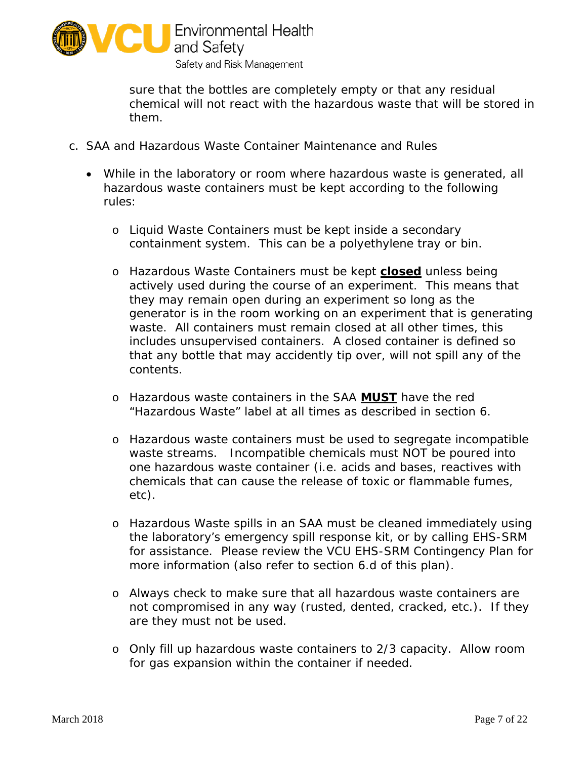sure that the bottles are completely empty or that any residual chemical will not react with the hazardous waste that will be stored in them.

c. SAA and Hazardous Waste Container Maintenance and Rules

- While in the laboratory or room where hazardous waste is generated, all hazardous waste containers must be kept according to the following rules:
    - Liquid Waste Containers must be kept inside a secondary containment system. This can be a polyethylene tray or bin.
    - Hazardous Waste Containers must be kept **closed** unless being actively used during the course of an experiment. This means that they may remain open during an experiment so long as the generator is in the room working on an experiment that is generating waste. All containers must remain closed at all other times, this includes unsupervised containers. A closed container is defined so that any bottle that may accidently tip over, will not spill any of the contents.
    - Hazardous waste containers in the SAA **MUST** have the red "Hazardous Waste" label at all times as described in section 6.
    - Hazardous waste containers must be used to segregate incompatible waste streams. Incompatible chemicals must NOT be poured into one hazardous waste container (i.e. acids and bases, reactives with chemicals that can cause the release of toxic or flammable fumes, etc).
    - Hazardous Waste spills in an SAA must be cleaned immediately using the laboratory's emergency spill response kit, or by calling EHS-SRM for assistance. Please review the VCU EHS-SRM Contingency Plan for more information (also refer to section 6.d of this plan).
    - Always check to make sure that all hazardous waste containers are not compromised in any way (rusted, dented, cracked, etc.). If they are they must not be used.
    - Only fill up hazardous waste containers to 2/3 capacity. Allow room for gas expansion within the container if needed.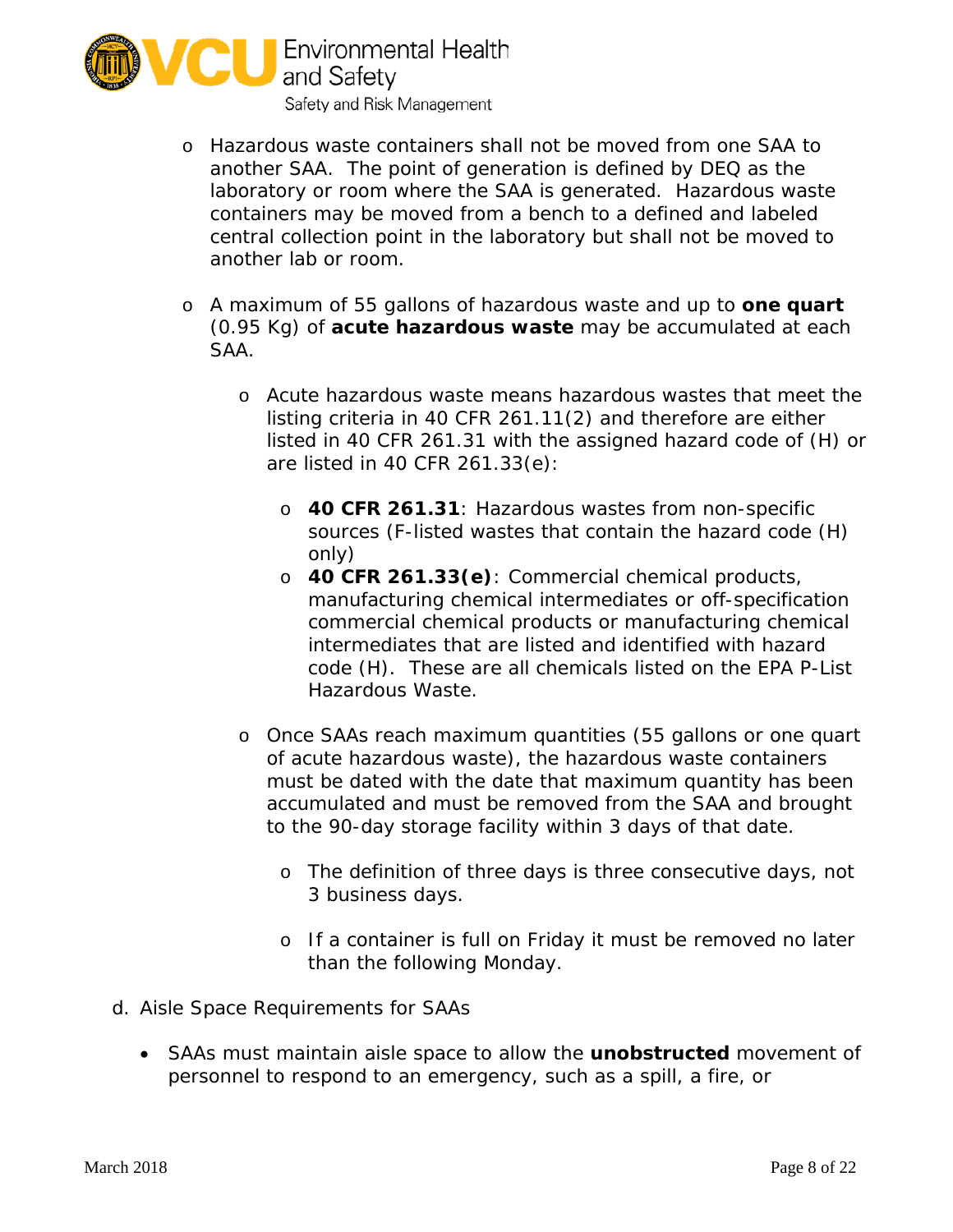- Hazardous waste containers shall not be moved from one SAA to another SAA. The point of generation is defined by DEQ as the laboratory or room where the SAA is generated. Hazardous waste containers may be moved from a bench to a defined and labeled central collection point in the laboratory but shall not be moved to another lab or room.

- A maximum of 55 gallons of hazardous waste and up to **one quart** (0.95 Kg) of **acute hazardous waste** may be accumulated at each SAA.

    - Acute hazardous waste means hazardous wastes that meet the listing criteria in 40 CFR 261.11(2) and therefore are either listed in 40 CFR 261.31 with the assigned hazard code of (H) or are listed in 40 CFR 261.33(e):

        - **40 CFR 261.31**: Hazardous wastes from non-specific sources (F-listed wastes that contain the hazard code (H) only)
        - **40 CFR 261.33(e)**: Commercial chemical products, manufacturing chemical intermediates or off-specification commercial chemical products or manufacturing chemical intermediates that are listed and identified with hazard code (H). These are all chemicals listed on the EPA P-List Hazardous Waste.

    - Once SAAs reach maximum quantities (55 gallons or one quart of acute hazardous waste), the hazardous waste containers must be dated with the date that maximum quantity has been accumulated and must be removed from the SAA and brought to the 90-day storage facility within 3 days of that date.

        - The definition of three days is three consecutive days, not 3 business days.

        - If a container is full on Friday it must be removed no later than the following Monday.

d. Aisle Space Requirements for SAAs

- SAAs must maintain aisle space to allow the **unobstructed** movement of personnel to respond to an emergency, such as a spill, a fire, or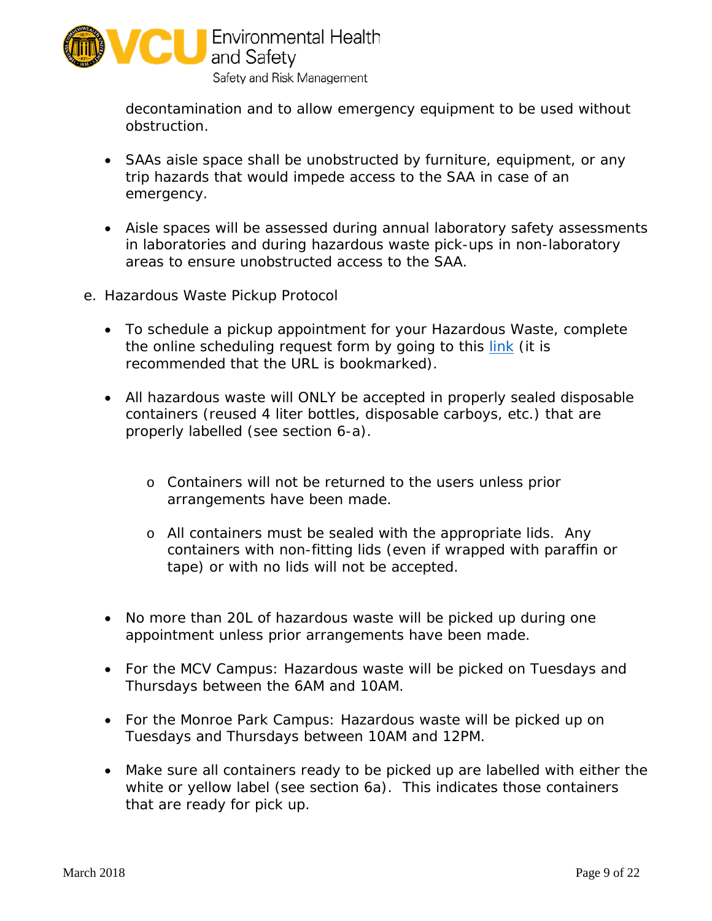decontamination and to allow emergency equipment to be used without obstruction.

- SAAs aisle space shall be unobstructed by furniture, equipment, or any trip hazards that would impede access to the SAA in case of an emergency.
- Aisle spaces will be assessed during annual laboratory safety assessments in laboratories and during hazardous waste pick-ups in non-laboratory areas to ensure unobstructed access to the SAA.

e. Hazardous Waste Pickup Protocol

- To schedule a pickup appointment for your Hazardous Waste, complete the online scheduling request form by going to this link (it is recommended that the URL is bookmarked).
- All hazardous waste will ONLY be accepted in properly sealed disposable containers (reused 4 liter bottles, disposable carboys, etc.) that are properly labelled (see section 6-a).
  - Containers will not be returned to the users unless prior arrangements have been made.
  - All containers must be sealed with the appropriate lids. Any containers with non-fitting lids (even if wrapped with paraffin or tape) or with no lids will not be accepted.
- No more than 20L of hazardous waste will be picked up during one appointment unless prior arrangements have been made.
- For the MCV Campus: Hazardous waste will be picked on Tuesdays and Thursdays between the 6AM and 10AM.
- For the Monroe Park Campus: Hazardous waste will be picked up on Tuesdays and Thursdays between 10AM and 12PM.
- Make sure all containers ready to be picked up are labelled with either the white or yellow label (see section 6a). This indicates those containers that are ready for pick up.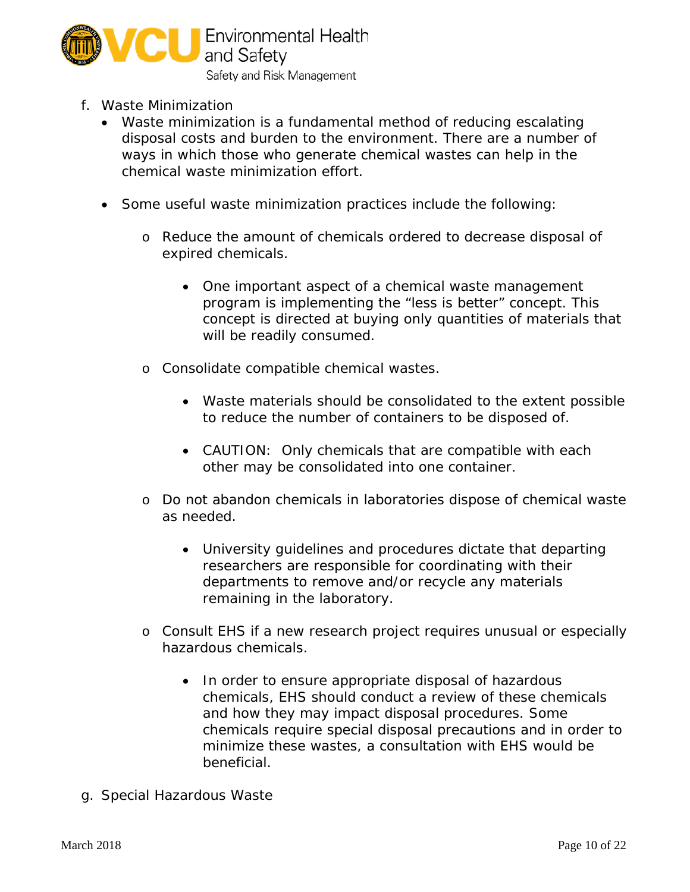f. Waste Minimization

- Waste minimization is a fundamental method of reducing escalating disposal costs and burden to the environment. There are a number of ways in which those who generate chemical wastes can help in the chemical waste minimization effort.
- Some useful waste minimization practices include the following:
  - Reduce the amount of chemicals ordered to decrease disposal of expired chemicals.
    - One important aspect of a chemical waste management program is implementing the “less is better” concept. This concept is directed at buying only quantities of materials that will be readily consumed.
  - Consolidate compatible chemical wastes.
    - Waste materials should be consolidated to the extent possible to reduce the number of containers to be disposed of.
    - CAUTION: Only chemicals that are compatible with each other may be consolidated into one container.
  - Do not abandon chemicals in laboratories dispose of chemical waste as needed.
    - University guidelines and procedures dictate that departing researchers are responsible for coordinating with their departments to remove and/or recycle any materials remaining in the laboratory.
  - Consult EHS if a new research project requires unusual or especially hazardous chemicals.
    - In order to ensure appropriate disposal of hazardous chemicals, EHS should conduct a review of these chemicals and how they may impact disposal procedures. Some chemicals require special disposal precautions and in order to minimize these wastes, a consultation with EHS would be beneficial.

g. Special Hazardous Waste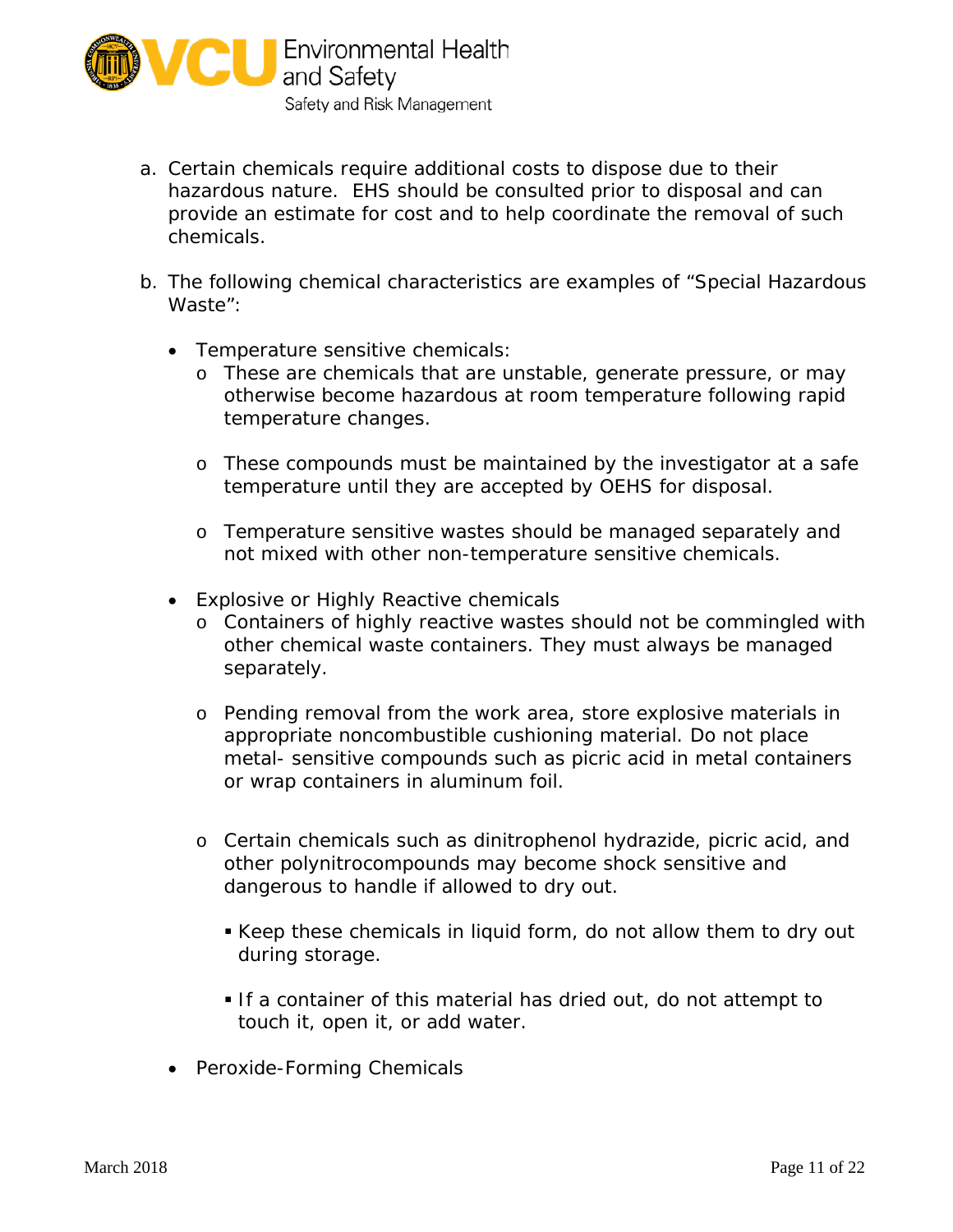a. Certain chemicals require additional costs to dispose due to their hazardous nature. EHS should be consulted prior to disposal and can provide an estimate for cost and to help coordinate the removal of such chemicals.

b. The following chemical characteristics are examples of "Special Hazardous Waste":

- Temperature sensitive chemicals:
  - These are chemicals that are unstable, generate pressure, or may otherwise become hazardous at room temperature following rapid temperature changes.
  - These compounds must be maintained by the investigator at a safe temperature until they are accepted by OEHS for disposal.
  - Temperature sensitive wastes should be managed separately and not mixed with other non-temperature sensitive chemicals.
- Explosive or Highly Reactive chemicals
  - Containers of highly reactive wastes should not be commingled with other chemical waste containers. They must always be managed separately.
  - Pending removal from the work area, store explosive materials in appropriate noncombustible cushioning material. Do not place metal- sensitive compounds such as picric acid in metal containers or wrap containers in aluminum foil.
  - Certain chemicals such as dinitrophenol hydrazide, picric acid, and other polynitrocompounds may become shock sensitive and dangerous to handle if allowed to dry out.
    - Keep these chemicals in liquid form, do not allow them to dry out during storage.
    - If a container of this material has dried out, do not attempt to touch it, open it, or add water.
- Peroxide-Forming Chemicals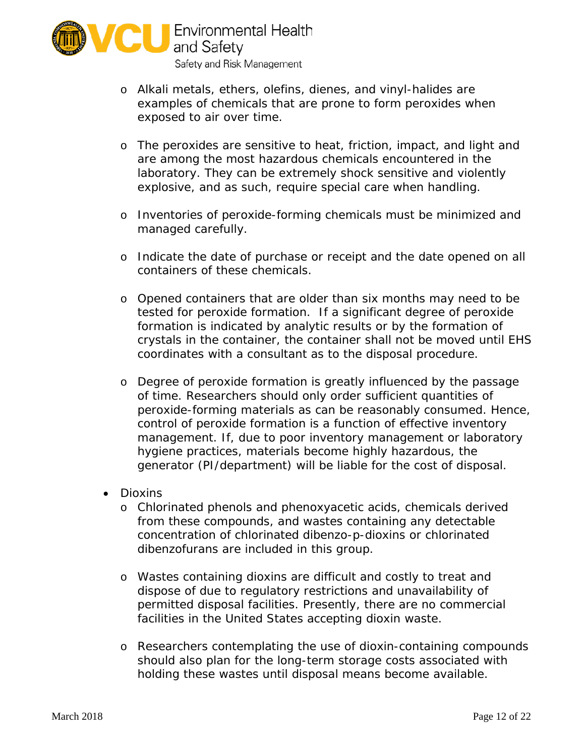- Alkali metals, ethers, olefins, dienes, and vinyl-halides are examples of chemicals that are prone to form peroxides when exposed to air over time.

- The peroxides are sensitive to heat, friction, impact, and light and are among the most hazardous chemicals encountered in the laboratory. They can be extremely shock sensitive and violently explosive, and as such, require special care when handling.

- Inventories of peroxide-forming chemicals must be minimized and managed carefully.

- Indicate the date of purchase or receipt and the date opened on all containers of these chemicals.

- Opened containers that are older than six months may need to be tested for peroxide formation. If a significant degree of peroxide formation is indicated by analytic results or by the formation of crystals in the container, the container shall not be moved until EHS coordinates with a consultant as to the disposal procedure.

- Degree of peroxide formation is greatly influenced by the passage of time. Researchers should only order sufficient quantities of peroxide-forming materials as can be reasonably consumed. Hence, control of peroxide formation is a function of effective inventory management. If, due to poor inventory management or laboratory hygiene practices, materials become highly hazardous, the generator (PI/department) will be liable for the cost of disposal.

- Dioxins
  - Chlorinated phenols and phenoxyacetic acids, chemicals derived from these compounds, and wastes containing any detectable concentration of chlorinated dibenzo-p-dioxins or chlorinated dibenzofurans are included in this group.

  - Wastes containing dioxins are difficult and costly to treat and dispose of due to regulatory restrictions and unavailability of permitted disposal facilities. Presently, there are no commercial facilities in the United States accepting dioxin waste.

  - Researchers contemplating the use of dioxin-containing compounds should also plan for the long-term storage costs associated with holding these wastes until disposal means become available.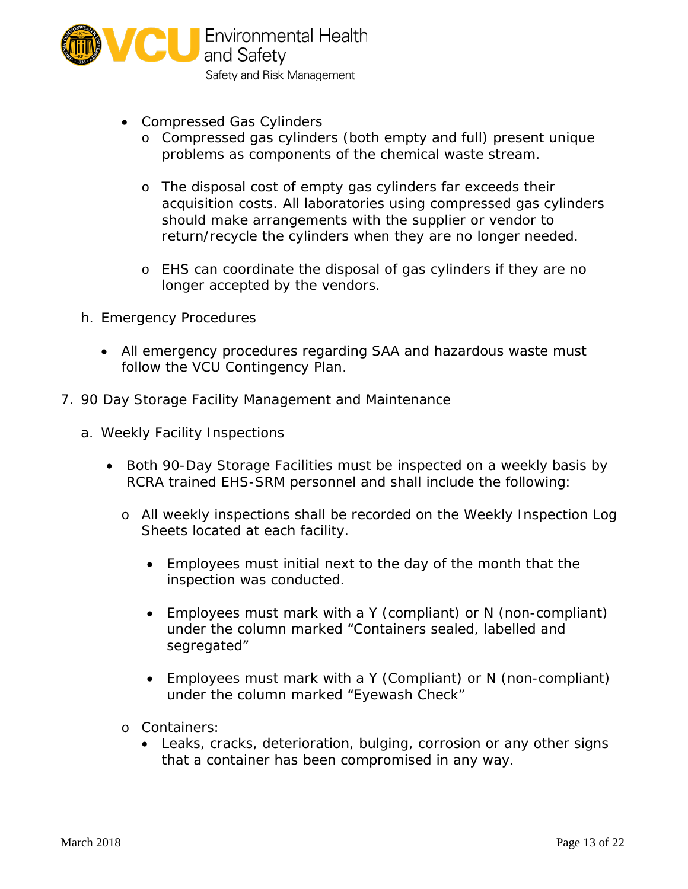- Compressed Gas Cylinders
  - Compressed gas cylinders (both empty and full) present unique problems as components of the chemical waste stream.
  - The disposal cost of empty gas cylinders far exceeds their acquisition costs. All laboratories using compressed gas cylinders should make arrangements with the supplier or vendor to return/recycle the cylinders when they are no longer needed.
  - EHS can coordinate the disposal of gas cylinders if they are no longer accepted by the vendors.

h. Emergency Procedures

- All emergency procedures regarding SAA and hazardous waste must follow the VCU Contingency Plan.

7. 90 Day Storage Facility Management and Maintenance

a. Weekly Facility Inspections

- Both 90-Day Storage Facilities must be inspected on a weekly basis by RCRA trained EHS-SRM personnel and shall include the following:
  - All weekly inspections shall be recorded on the Weekly Inspection Log Sheets located at each facility.
    - Employees must initial next to the day of the month that the inspection was conducted.
    - Employees must mark with a Y (compliant) or N (non-compliant) under the column marked "Containers sealed, labelled and segregated"
    - Employees must mark with a Y (Compliant) or N (non-compliant) under the column marked "Eyewash Check"
  - Containers:
    - Leaks, cracks, deterioration, bulging, corrosion or any other signs that a container has been compromised in any way.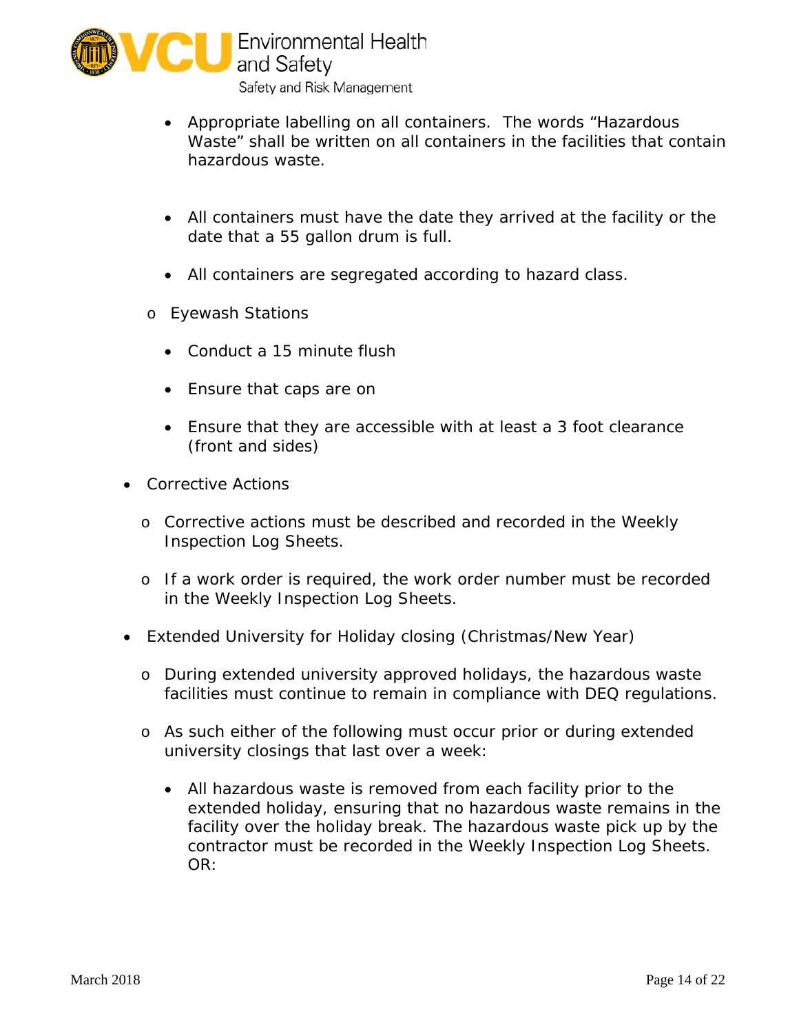- Appropriate labelling on all containers. The words "Hazardous Waste" shall be written on all containers in the facilities that contain hazardous waste.
        - All containers must have the date they arrived at the facility or the date that a 55 gallon drum is full.
        - All containers are segregated according to hazard class.
    - Eyewash Stations
        - Conduct a 15 minute flush
        - Ensure that caps are on
        - Ensure that they are accessible with at least a 3 foot clearance (front and sides)
- Corrective Actions
    - Corrective actions must be described and recorded in the Weekly Inspection Log Sheets.
    - If a work order is required, the work order number must be recorded in the Weekly Inspection Log Sheets.
- Extended University for Holiday closing (Christmas/New Year)
    - During extended university approved holidays, the hazardous waste facilities must continue to remain in compliance with DEQ regulations.
    - As such either of the following must occur prior or during extended university closings that last over a week:
        - All hazardous waste is removed from each facility prior to the extended holiday, ensuring that no hazardous waste remains in the facility over the holiday break. The hazardous waste pick up by the contractor must be recorded in the Weekly Inspection Log Sheets. OR: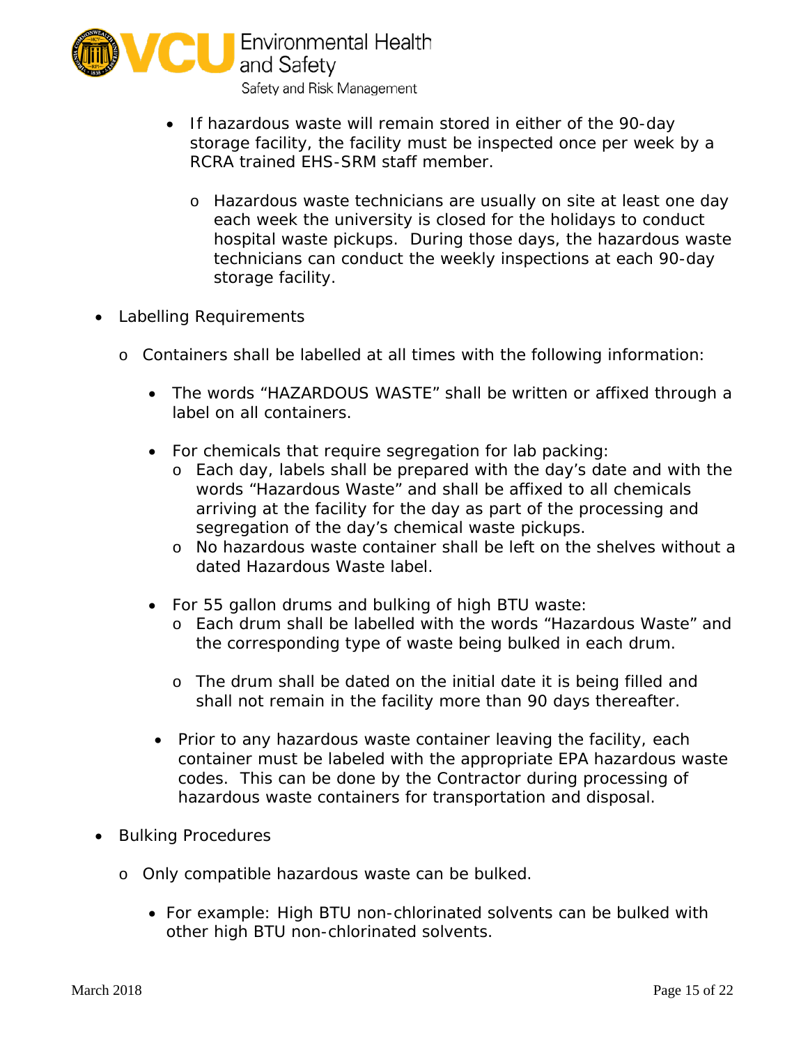- If hazardous waste will remain stored in either of the 90-day storage facility, the facility must be inspected once per week by a RCRA trained EHS-SRM staff member.
    - Hazardous waste technicians are usually on site at least one day each week the university is closed for the holidays to conduct hospital waste pickups. During those days, the hazardous waste technicians can conduct the weekly inspections at each 90-day storage facility.

- Labelling Requirements
    - Containers shall be labelled at all times with the following information:
        - The words "HAZARDOUS WASTE" shall be written or affixed through a label on all containers.
        - For chemicals that require segregation for lab packing:
            - Each day, labels shall be prepared with the day's date and with the words "Hazardous Waste" and shall be affixed to all chemicals arriving at the facility for the day as part of the processing and segregation of the day's chemical waste pickups.
            - No hazardous waste container shall be left on the shelves without a dated Hazardous Waste label.
        - For 55 gallon drums and bulking of high BTU waste:
            - Each drum shall be labelled with the words "Hazardous Waste" and the corresponding type of waste being bulked in each drum.
            - The drum shall be dated on the initial date it is being filled and shall not remain in the facility more than 90 days thereafter.
        - Prior to any hazardous waste container leaving the facility, each container must be labeled with the appropriate EPA hazardous waste codes. This can be done by the Contractor during processing of hazardous waste containers for transportation and disposal.

- Bulking Procedures
    - Only compatible hazardous waste can be bulked.
        - For example: High BTU non-chlorinated solvents can be bulked with other high BTU non-chlorinated solvents.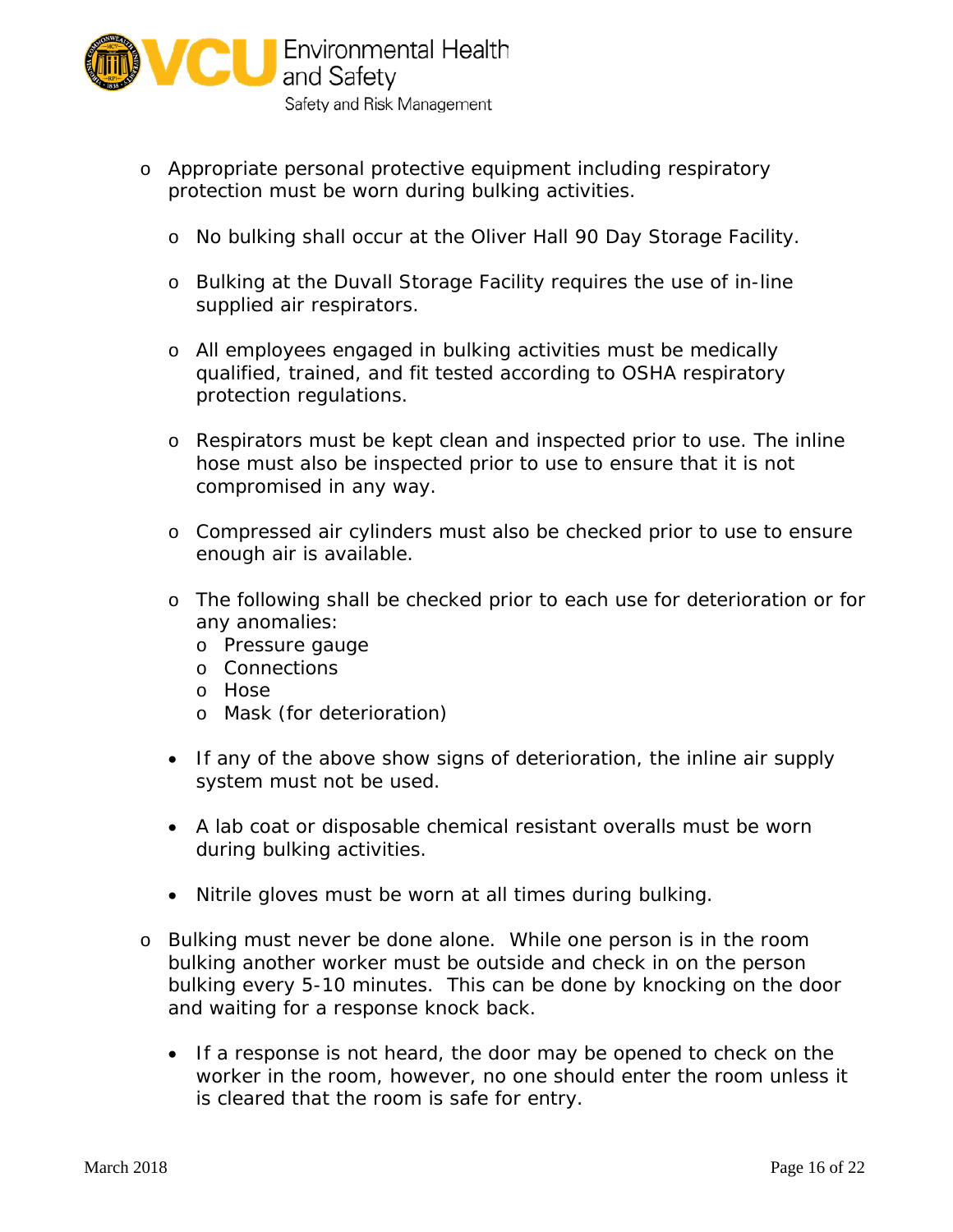- Appropriate personal protective equipment including respiratory protection must be worn during bulking activities.

  - No bulking shall occur at the Oliver Hall 90 Day Storage Facility.

  - Bulking at the Duvall Storage Facility requires the use of in-line supplied air respirators.

  - All employees engaged in bulking activities must be medically qualified, trained, and fit tested according to OSHA respiratory protection regulations.

  - Respirators must be kept clean and inspected prior to use. The inline hose must also be inspected prior to use to ensure that it is not compromised in any way.

  - Compressed air cylinders must also be checked prior to use to ensure enough air is available.

  - The following shall be checked prior to each use for deterioration or for any anomalies:
    - Pressure gauge
    - Connections
    - Hose
    - Mask (for deterioration)

  - If any of the above show signs of deterioration, the inline air supply system must not be used.

  - A lab coat or disposable chemical resistant overalls must be worn during bulking activities.

  - Nitrile gloves must be worn at all times during bulking.

- Bulking must never be done alone. While one person is in the room bulking another worker must be outside and check in on the person bulking every 5-10 minutes. This can be done by knocking on the door and waiting for a response knock back.

  - If a response is not heard, the door may be opened to check on the worker in the room, however, no one should enter the room unless it is cleared that the room is safe for entry.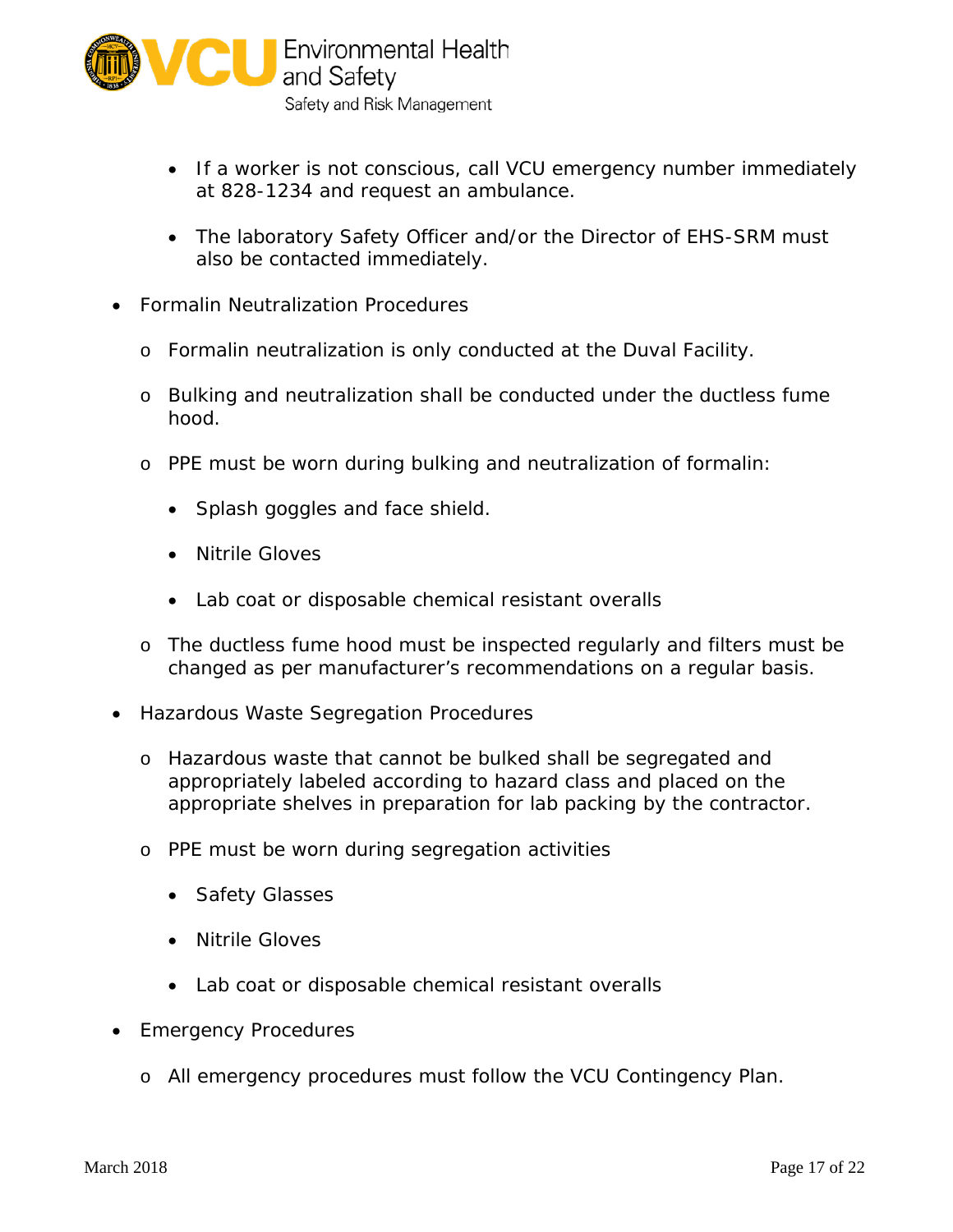- If a worker is not conscious, call VCU emergency number immediately at 828-1234 and request an ambulance.
- The laboratory Safety Officer and/or the Director of EHS-SRM must also be contacted immediately.

- Formalin Neutralization Procedures
  - Formalin neutralization is only conducted at the Duval Facility.
  - Bulking and neutralization shall be conducted under the ductless fume hood.
  - PPE must be worn during bulking and neutralization of formalin:
    - Splash goggles and face shield.
    - Nitrile Gloves
    - Lab coat or disposable chemical resistant overalls
  - The ductless fume hood must be inspected regularly and filters must be changed as per manufacturer's recommendations on a regular basis.
- Hazardous Waste Segregation Procedures
  - Hazardous waste that cannot be bulked shall be segregated and appropriately labeled according to hazard class and placed on the appropriate shelves in preparation for lab packing by the contractor.
  - PPE must be worn during segregation activities
    - Safety Glasses
    - Nitrile Gloves
    - Lab coat or disposable chemical resistant overalls
- Emergency Procedures
  - All emergency procedures must follow the VCU Contingency Plan.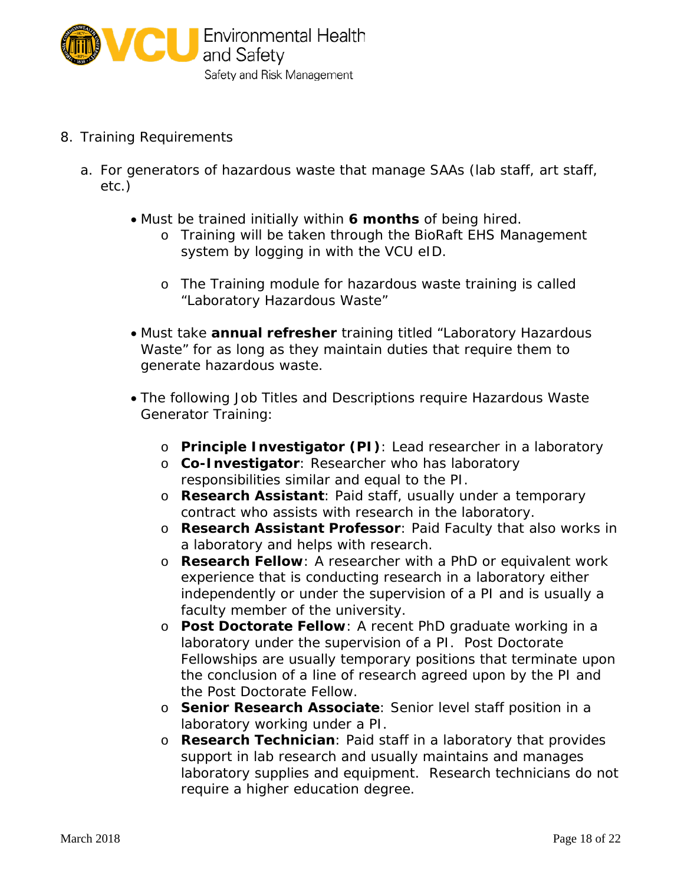8. Training Requirements

   a. For generators of hazardous waste that manage SAAs (lab staff, art staff, etc.)

      - Must be trained initially within **6 months** of being hired.
        - Training will be taken through the BioRaft EHS Management system by logging in with the VCU eID.
        - The Training module for hazardous waste training is called "Laboratory Hazardous Waste"
      - Must take **annual refresher** training titled "Laboratory Hazardous Waste" for as long as they maintain duties that require them to generate hazardous waste.
      - The following Job Titles and Descriptions require Hazardous Waste Generator Training:
        - **Principle Investigator (PI)**: Lead researcher in a laboratory
        - **Co-Investigator**: Researcher who has laboratory responsibilities similar and equal to the PI.
        - **Research Assistant**: Paid staff, usually under a temporary contract who assists with research in the laboratory.
        - **Research Assistant Professor**: Paid Faculty that also works in a laboratory and helps with research.
        - **Research Fellow**: A researcher with a PhD or equivalent work experience that is conducting research in a laboratory either independently or under the supervision of a PI and is usually a faculty member of the university.
        - **Post Doctorate Fellow**: A recent PhD graduate working in a laboratory under the supervision of a PI. Post Doctorate Fellowships are usually temporary positions that terminate upon the conclusion of a line of research agreed upon by the PI and the Post Doctorate Fellow.
        - **Senior Research Associate**: Senior level staff position in a laboratory working under a PI.
        - **Research Technician**: Paid staff in a laboratory that provides support in lab research and usually maintains and manages laboratory supplies and equipment. Research technicians do not require a higher education degree.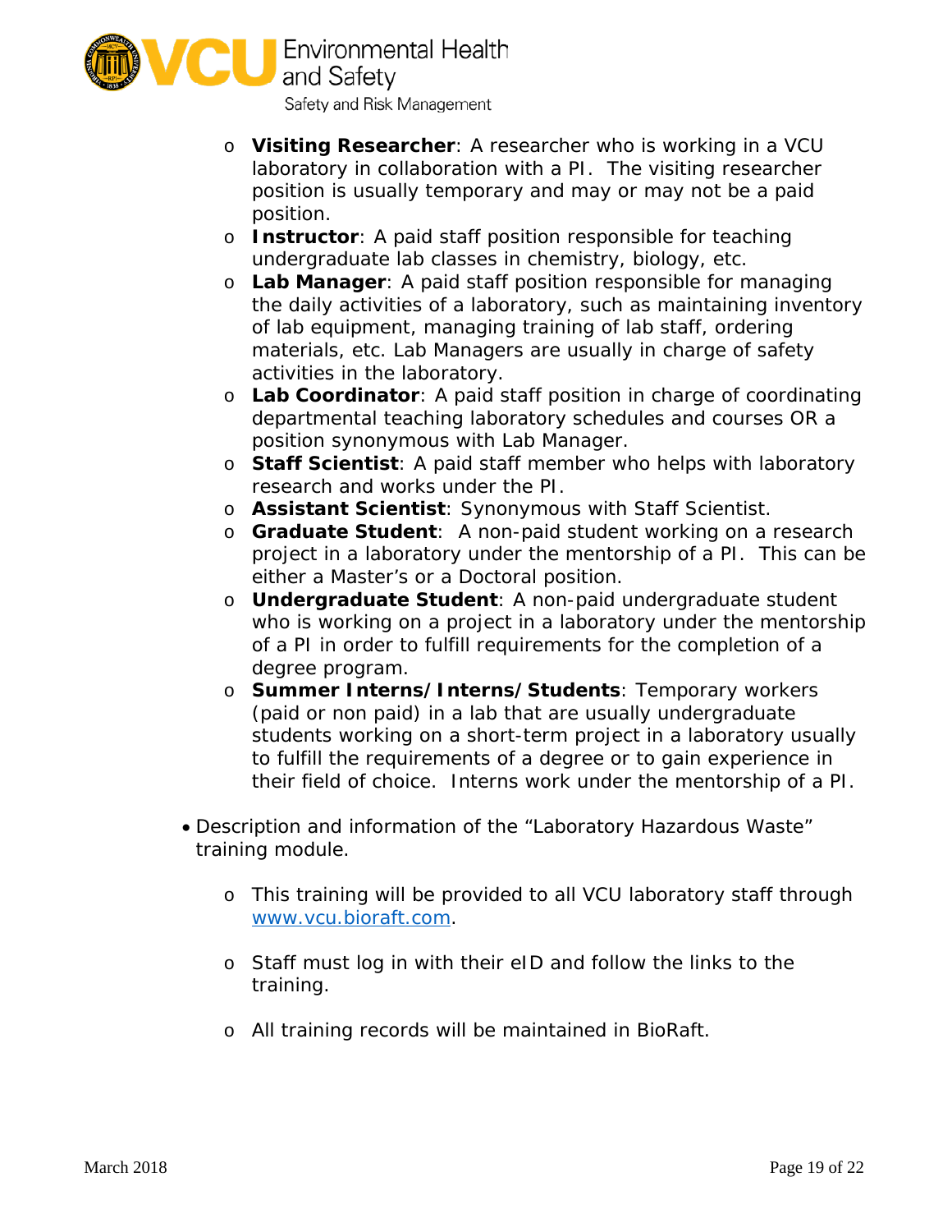- **Visiting Researcher**: A researcher who is working in a VCU laboratory in collaboration with a PI. The visiting researcher position is usually temporary and may or may not be a paid position.
- **Instructor**: A paid staff position responsible for teaching undergraduate lab classes in chemistry, biology, etc.
- **Lab Manager**: A paid staff position responsible for managing the daily activities of a laboratory, such as maintaining inventory of lab equipment, managing training of lab staff, ordering materials, etc. Lab Managers are usually in charge of safety activities in the laboratory.
- **Lab Coordinator**: A paid staff position in charge of coordinating departmental teaching laboratory schedules and courses OR a position synonymous with Lab Manager.
- **Staff Scientist**: A paid staff member who helps with laboratory research and works under the PI.
- **Assistant Scientist**: Synonymous with Staff Scientist.
- **Graduate Student**: A non-paid student working on a research project in a laboratory under the mentorship of a PI. This can be either a Master's or a Doctoral position.
- **Undergraduate Student**: A non-paid undergraduate student who is working on a project in a laboratory under the mentorship of a PI in order to fulfill requirements for the completion of a degree program.
- **Summer Interns/Interns/Students**: Temporary workers (paid or non paid) in a lab that are usually undergraduate students working on a short-term project in a laboratory usually to fulfill the requirements of a degree or to gain experience in their field of choice. Interns work under the mentorship of a PI.

- Description and information of the "Laboratory Hazardous Waste" training module.
  - This training will be provided to all VCU laboratory staff through [www.vcu.bioraft.com](http://www.vcu.bioraft.com).
  - Staff must log in with their eID and follow the links to the training.
  - All training records will be maintained in BioRaft.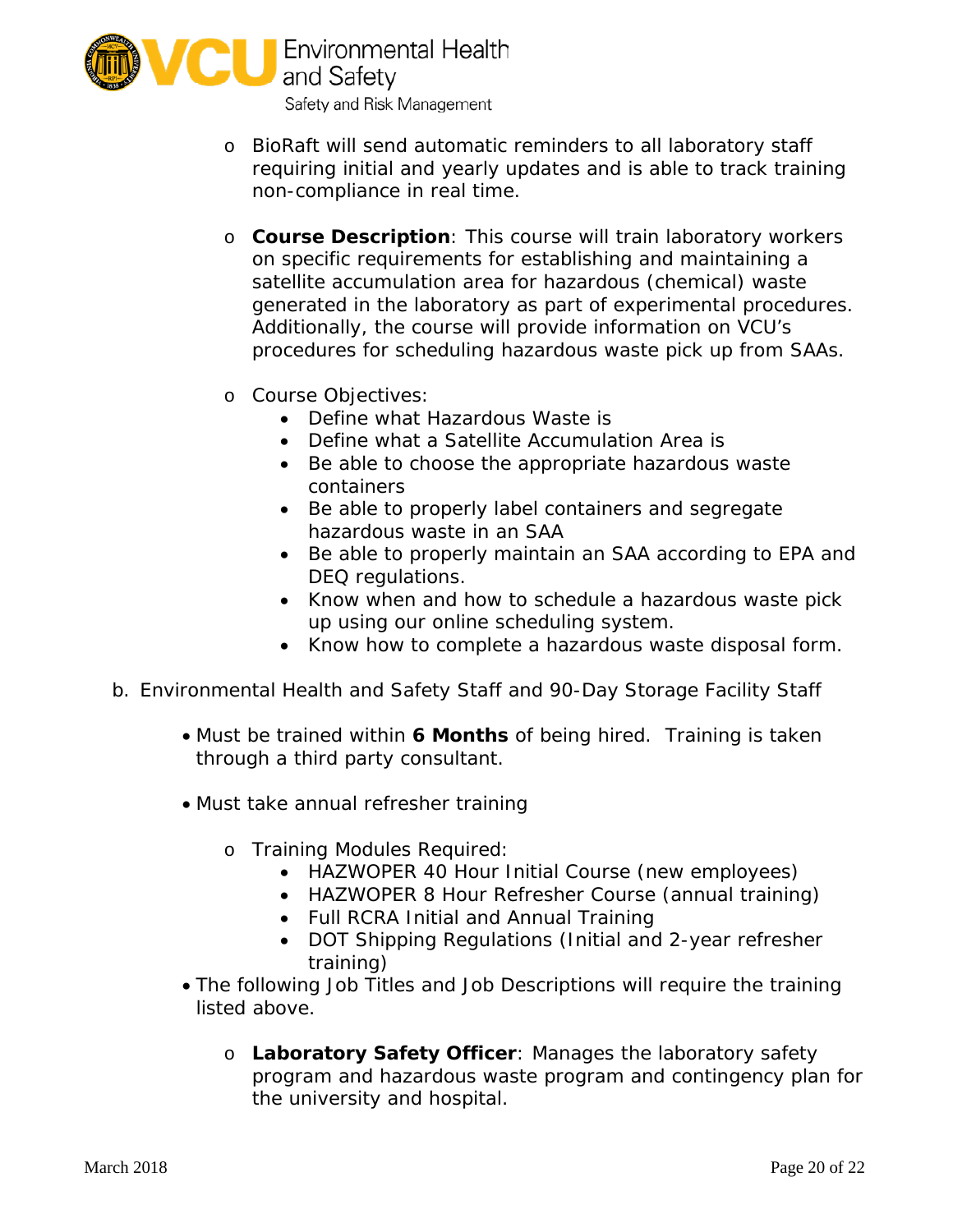- BioRaft will send automatic reminders to all laboratory staff requiring initial and yearly updates and is able to track training non-compliance in real time.

- **Course Description**: This course will train laboratory workers on specific requirements for establishing and maintaining a satellite accumulation area for hazardous (chemical) waste generated in the laboratory as part of experimental procedures. Additionally, the course will provide information on VCU's procedures for scheduling hazardous waste pick up from SAAs.

- Course Objectives:
  - Define what Hazardous Waste is
  - Define what a Satellite Accumulation Area is
  - Be able to choose the appropriate hazardous waste containers
  - Be able to properly label containers and segregate hazardous waste in an SAA
  - Be able to properly maintain an SAA according to EPA and DEQ regulations.
  - Know when and how to schedule a hazardous waste pick up using our online scheduling system.
  - Know how to complete a hazardous waste disposal form.

b. Environmental Health and Safety Staff and 90-Day Storage Facility Staff

- Must be trained within **6 Months** of being hired. Training is taken through a third party consultant.

- Must take annual refresher training

  - Training Modules Required:
    - HAZWOPER 40 Hour Initial Course (new employees)
    - HAZWOPER 8 Hour Refresher Course (annual training)
    - Full RCRA Initial and Annual Training
    - DOT Shipping Regulations (Initial and 2-year refresher training)
- The following Job Titles and Job Descriptions will require the training listed above.

  - **Laboratory Safety Officer**: Manages the laboratory safety program and hazardous waste program and contingency plan for the university and hospital.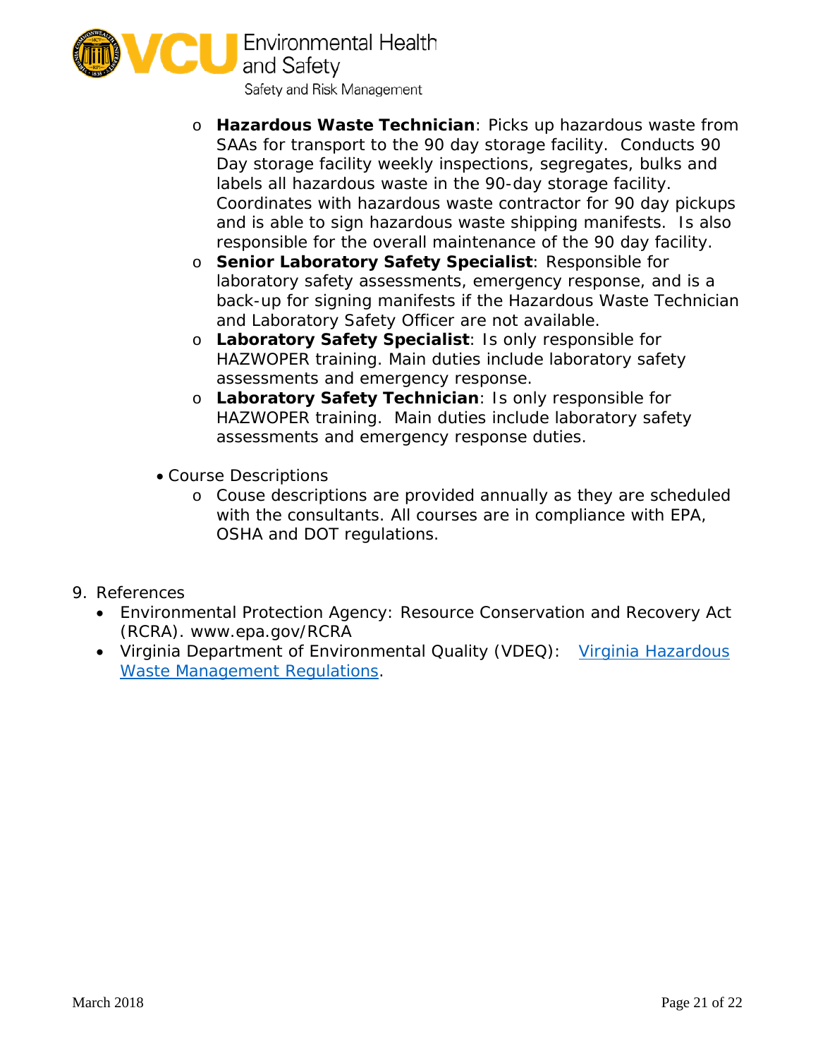- **Hazardous Waste Technician**: Picks up hazardous waste from SAAs for transport to the 90 day storage facility. Conducts 90 Day storage facility weekly inspections, segregates, bulks and labels all hazardous waste in the 90-day storage facility. Coordinates with hazardous waste contractor for 90 day pickups and is able to sign hazardous waste shipping manifests. Is also responsible for the overall maintenance of the 90 day facility.
- **Senior Laboratory Safety Specialist**: Responsible for laboratory safety assessments, emergency response, and is a back-up for signing manifests if the Hazardous Waste Technician and Laboratory Safety Officer are not available.
- **Laboratory Safety Specialist**: Is only responsible for HAZWOPER training. Main duties include laboratory safety assessments and emergency response.
- **Laboratory Safety Technician**: Is only responsible for HAZWOPER training. Main duties include laboratory safety assessments and emergency response duties.

- Course Descriptions
  - Couse descriptions are provided annually as they are scheduled with the consultants. All courses are in compliance with EPA, OSHA and DOT regulations.

9. References
   - Environmental Protection Agency: Resource Conservation and Recovery Act (RCRA). www.epa.gov/RCRA
   - Virginia Department of Environmental Quality (VDEQ): Virginia Hazardous Waste Management Regulations.